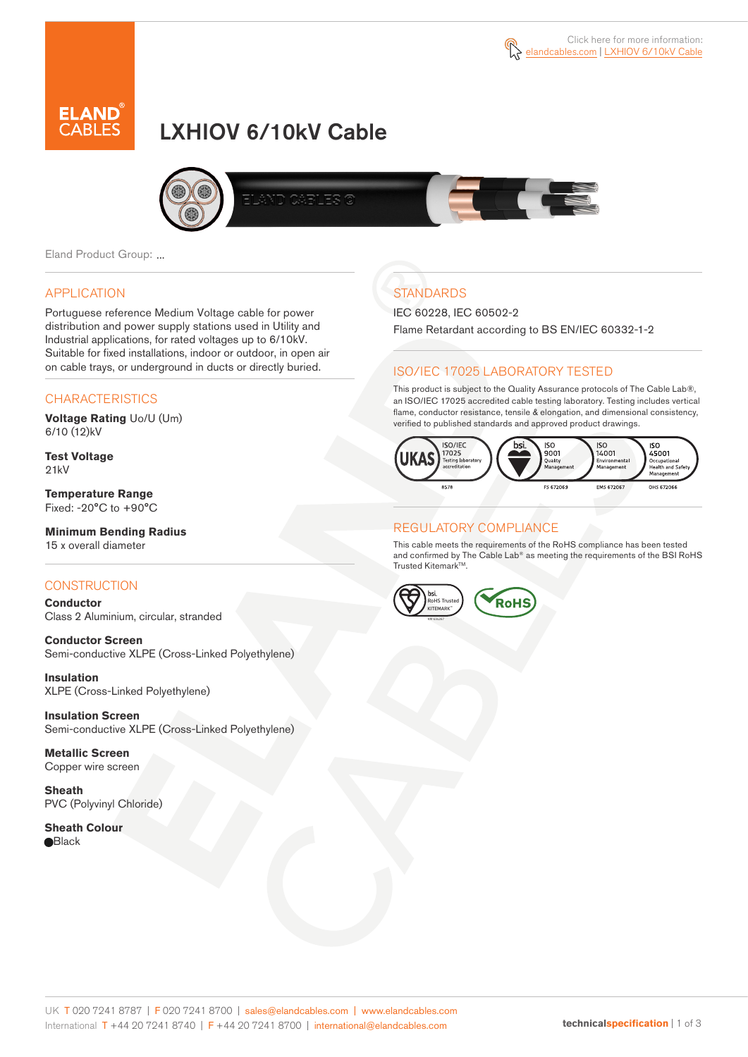Click here for more information: elandcables.com | LXHIOV 6/10kV Cable

# LXHIOV 6/10kV Cable

Eland Product Group: ...

## APPLICATION

Portuguese reference Medium Voltage cable for power distribution and power supply stations used in Utility and Industrial applications, for rated voltages up to 6/10kV. Suitable for fixed installations, indoor or outdoor, in open air on cable trays, or underground in ducts or directly buried.

## CHARACTERISTICS

**Voltage Rating** Uo/U (Um)
6/10 (12)kV

**Test Voltage**
21kV

**Temperature Range**
Fixed: -20°C to +90°C

**Minimum Bending Radius**
15 x overall diameter

## CONSTRUCTION

**Conductor**
Class 2 Aluminium, circular, stranded

**Conductor Screen**
Semi-conductive XLPE (Cross-Linked Polyethylene)

**Insulation**
XLPE (Cross-Linked Polyethylene)

**Insulation Screen**
Semi-conductive XLPE (Cross-Linked Polyethylene)

**Metallic Screen**
Copper wire screen

**Sheath**
PVC (Polyvinyl Chloride)

**Sheath Colour**
Black

## STANDARDS

IEC 60228, IEC 60502-2

Flame Retardant according to BS EN/IEC 60332-1-2

## ISO/IEC 17025 LABORATORY TESTED

This product is subject to the Quality Assurance protocols of The Cable Lab®, an ISO/IEC 17025 accredited cable testing laboratory. Testing includes vertical flame, conductor resistance, tensile & elongation, and dimensional consistency, verified to published standards and approved product drawings.

UKAS ISO/IEC 17025 Testing laboratory accreditation 8578 | bsi ISO 9001 Quality Management FS 672069 | ISO 14001 Environmental Management EMS 672067 | ISO 45001 Occupational Health and Safety Management OHS 672066

## REGULATORY COMPLIANCE

This cable meets the requirements of the RoHS compliance has been tested and confirmed by The Cable Lab® as meeting the requirements of the BSI RoHS Trusted Kitemark™.

bsi RoHS Trusted KITEMARK™ | RoHS

UK T 020 7241 8787 | F 020 7241 8700 | sales@elandcables.com | www.elandcables.com
International T +44 20 7241 8740 | F +44 20 7241 8700 | international@elandcables.com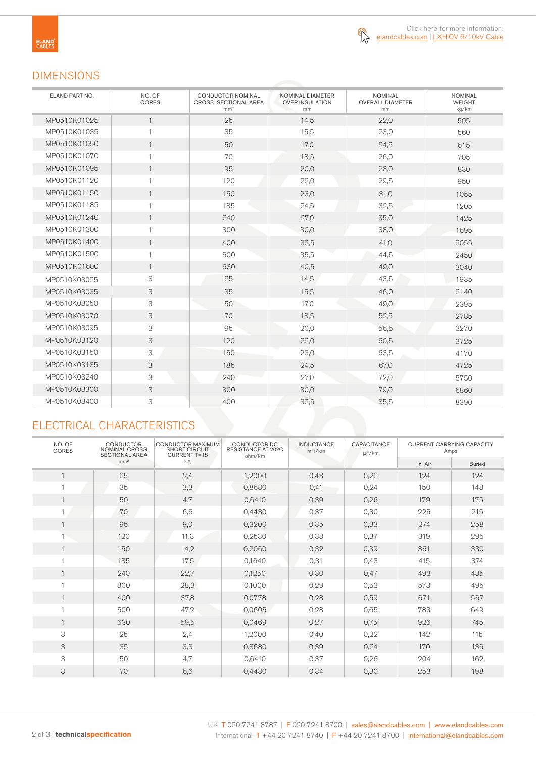Click here for more information: elandcables.com | LXHIOV 6/10kV Cable

## DIMENSIONS

| ELAND PART NO. | NO. OF CORES | CONDUCTOR NOMINAL CROSS SECTIONAL AREA mm² | NOMINAL DIAMETER OVER INSULATION mm | NOMINAL OVERALL DIAMETER mm | NOMINAL WEIGHT kg/km |
|---|---|---|---|---|---|
| MP0510K01025 | 1 | 25 | 14,5 | 22,0 | 505 |
| MP0510K01035 | 1 | 35 | 15,5 | 23,0 | 560 |
| MP0510K01050 | 1 | 50 | 17,0 | 24,5 | 615 |
| MP0510K01070 | 1 | 70 | 18,5 | 26,0 | 705 |
| MP0510K01095 | 1 | 95 | 20,0 | 28,0 | 830 |
| MP0510K01120 | 1 | 120 | 22,0 | 29,5 | 950 |
| MP0510K01150 | 1 | 150 | 23,0 | 31,0 | 1055 |
| MP0510K01185 | 1 | 185 | 24,5 | 32,5 | 1205 |
| MP0510K01240 | 1 | 240 | 27,0 | 35,0 | 1425 |
| MP0510K01300 | 1 | 300 | 30,0 | 38,0 | 1695 |
| MP0510K01400 | 1 | 400 | 32,5 | 41,0 | 2055 |
| MP0510K01500 | 1 | 500 | 35,5 | 44,5 | 2450 |
| MP0510K01600 | 1 | 630 | 40,5 | 49,0 | 3040 |
| MP0510K03025 | 3 | 25 | 14,5 | 43,5 | 1935 |
| MP0510K03035 | 3 | 35 | 15,5 | 46,0 | 2140 |
| MP0510K03050 | 3 | 50 | 17,0 | 49,0 | 2395 |
| MP0510K03070 | 3 | 70 | 18,5 | 52,5 | 2785 |
| MP0510K03095 | 3 | 95 | 20,0 | 56,5 | 3270 |
| MP0510K03120 | 3 | 120 | 22,0 | 60,5 | 3725 |
| MP0510K03150 | 3 | 150 | 23,0 | 63,5 | 4170 |
| MP0510K03185 | 3 | 185 | 24,5 | 67,0 | 4725 |
| MP0510K03240 | 3 | 240 | 27,0 | 72,0 | 5750 |
| MP0510K03300 | 3 | 300 | 30,0 | 79,0 | 6860 |
| MP0510K03400 | 3 | 400 | 32,5 | 85,5 | 8390 |

## ELECTRICAL CHARACTERISTICS

| NO. OF CORES | CONDUCTOR NOMINAL CROSS SECTIONAL AREA mm² | CONDUCTOR MAXIMUM SHORT CIRCUIT CURRENT T=1S kA | CONDUCTOR DC RESISTANCE AT 20ºC ohm/km | INDUCTANCE mH/km | CAPACITANCE µF/km | CURRENT CARRYING CAPACITY Amps | |
|---|---|---|---|---|---|---|---|
| | | | | | | In Air | Buried |
| 1 | 25 | 2,4 | 1,2000 | 0,43 | 0,22 | 124 | 124 |
| 1 | 35 | 3,3 | 0,8680 | 0,41 | 0,24 | 150 | 148 |
| 1 | 50 | 4,7 | 0,6410 | 0,39 | 0,26 | 179 | 175 |
| 1 | 70 | 6,6 | 0,4430 | 0,37 | 0,30 | 225 | 215 |
| 1 | 95 | 9,0 | 0,3200 | 0,35 | 0,33 | 274 | 258 |
| 1 | 120 | 11,3 | 0,2530 | 0,33 | 0,37 | 319 | 295 |
| 1 | 150 | 14,2 | 0,2060 | 0,32 | 0,39 | 361 | 330 |
| 1 | 185 | 17,5 | 0,1640 | 0,31 | 0,43 | 415 | 374 |
| 1 | 240 | 22,7 | 0,1250 | 0,30 | 0,47 | 493 | 435 |
| 1 | 300 | 28,3 | 0,1000 | 0,29 | 0,53 | 573 | 495 |
| 1 | 400 | 37,8 | 0,0778 | 0,28 | 0,59 | 671 | 567 |
| 1 | 500 | 47,2 | 0,0605 | 0,28 | 0,65 | 783 | 649 |
| 1 | 630 | 59,5 | 0,0469 | 0,27 | 0,75 | 926 | 745 |
| 3 | 25 | 2,4 | 1,2000 | 0,40 | 0,22 | 142 | 115 |
| 3 | 35 | 3,3 | 0,8680 | 0,39 | 0,24 | 170 | 136 |
| 3 | 50 | 4,7 | 0,6410 | 0,37 | 0,26 | 204 | 162 |
| 3 | 70 | 6,6 | 0,4430 | 0,34 | 0,30 | 253 | 198 |

UK T 020 7241 8787 | F 020 7241 8700 | sales@elandcables.com | www.elandcables.com
International T +44 20 7241 8740 | F +44 20 7241 8700 | international@elandcables.com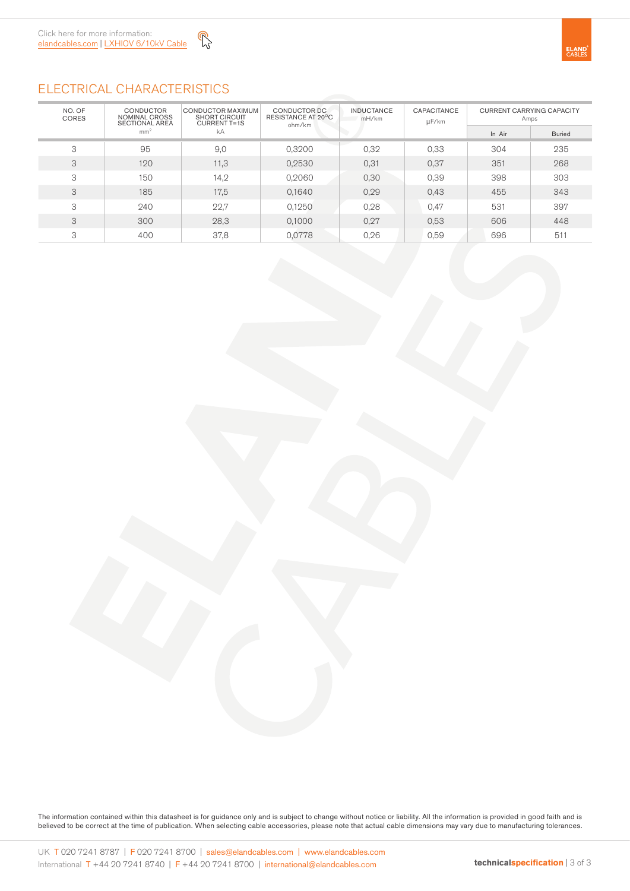Click here for more information:
elandcables.com | LXHIOV 6/10kV Cable

## ELECTRICAL CHARACTERISTICS

| NO. OF CORES | CONDUCTOR NOMINAL CROSS SECTIONAL AREA mm² | CONDUCTOR MAXIMUM SHORT CIRCUIT CURRENT T=1S kA | CONDUCTOR DC RESISTANCE AT 20ºC ohm/km | INDUCTANCE mH/km | CAPACITANCE µF/km | CURRENT CARRYING CAPACITY Amps | |
|---|---|---|---|---|---|---|---|
| | | | | | | In Air | Buried |
| 3 | 95 | 9,0 | 0,3200 | 0,32 | 0,33 | 304 | 235 |
| 3 | 120 | 11,3 | 0,2530 | 0,31 | 0,37 | 351 | 268 |
| 3 | 150 | 14,2 | 0,2060 | 0,30 | 0,39 | 398 | 303 |
| 3 | 185 | 17,5 | 0,1640 | 0,29 | 0,43 | 455 | 343 |
| 3 | 240 | 22,7 | 0,1250 | 0,28 | 0,47 | 531 | 397 |
| 3 | 300 | 28,3 | 0,1000 | 0,27 | 0,53 | 606 | 448 |
| 3 | 400 | 37,8 | 0,0778 | 0,26 | 0,59 | 696 | 511 |

The information contained within this datasheet is for guidance only and is subject to change without notice or liability. All the information is provided in good faith and is believed to be correct at the time of publication. When selecting cable accessories, please note that actual cable dimensions may vary due to manufacturing tolerances.

UK T 020 7241 8787 | F 020 7241 8700 | sales@elandcables.com | www.elandcables.com
International T +44 20 7241 8740 | F +44 20 7241 8700 | international@elandcables.com